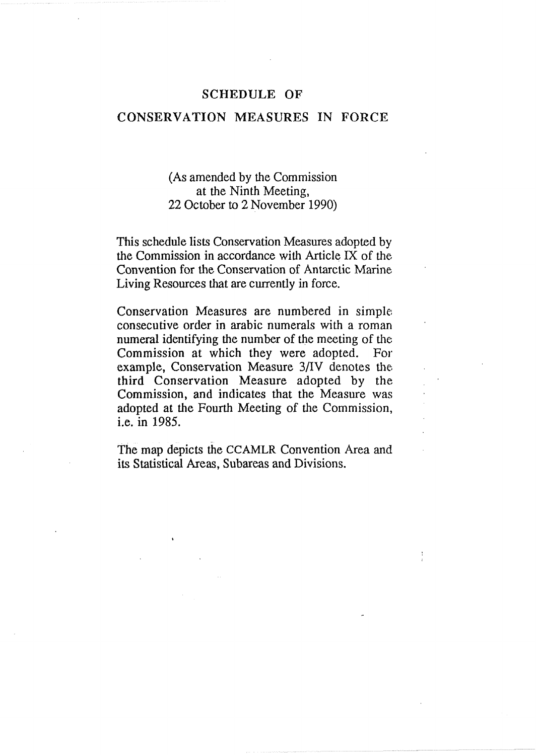# SCHEDULE OF CONSERVATION MEASURES IN FORCE

(As amended by the Commission at the Ninth Meeting, 22 October to 2 November 1990)

This schedule lists Conservation Measures adopted by the Commission in accordance with Article IX of the Convention for the Conservation of Antarctic Marine Living Resources that are currently in force.

Conservation Measures are numbered in simple consecutive order in arabic numerals with a roman numeral identifying the number of the meeting of the Commission at which they were adopted. For example, Conservation Measure 3/IV denotes the third Conservation Measure adopted by the Commission, and indicates that the Measure was adopted at the Fourth Meeting of the Commission, i.e. in 1985.

The map depicts the CCAMLR Convention Area and its Statistical Areas, Subareas and Divisions.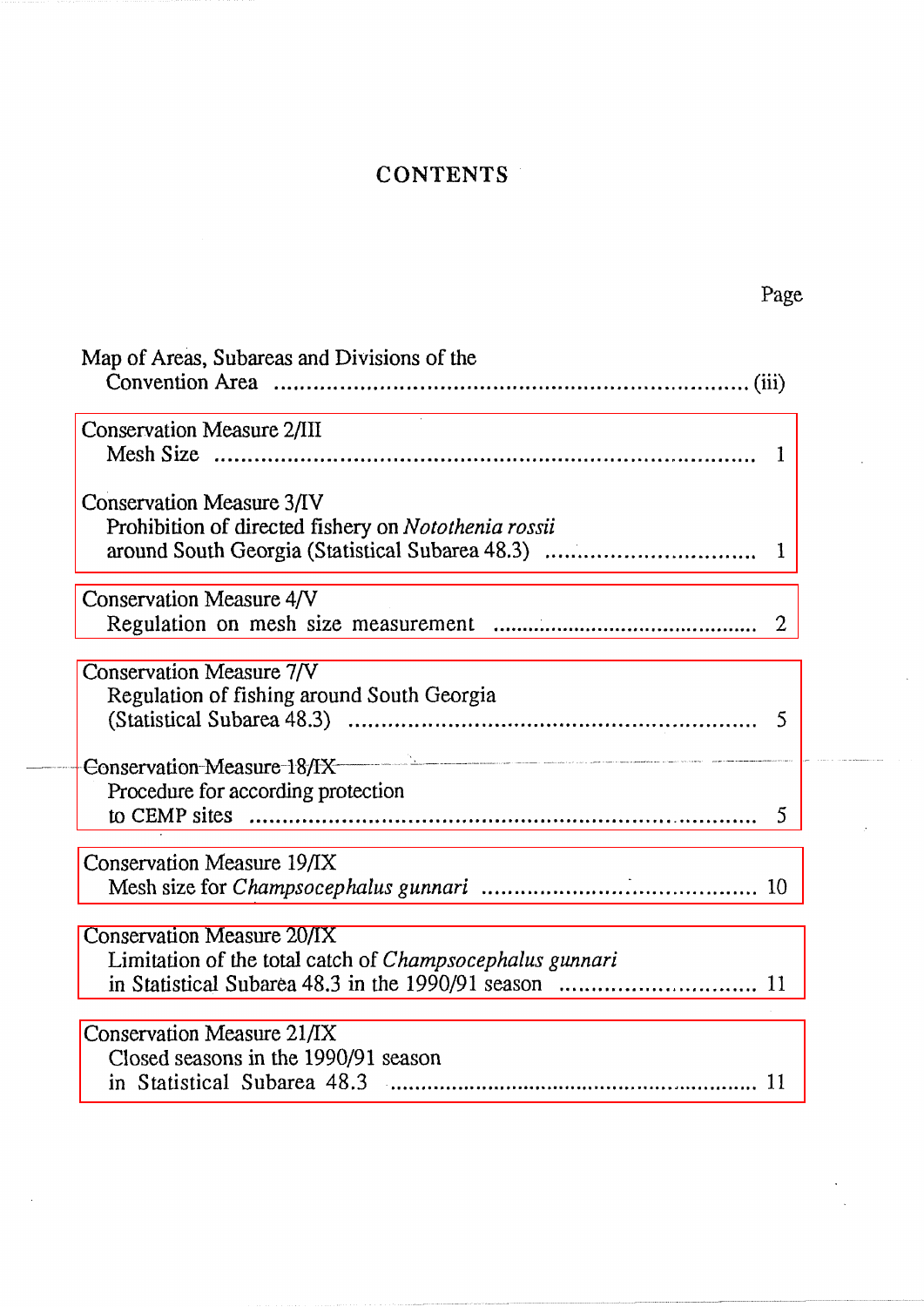# CONTENTS

| | Page |
|---|---|
| Map of Areas, Subareas and Divisions of the Convention Area | (iii) |
| Conservation Measure 2/III<br>Mesh Size | 1 |
| Conservation Measure 3/IV<br>Prohibition of directed fishery on *Notothenia rossii* around South Georgia (Statistical Subarea 48.3) | 1 |
| Conservation Measure 4/V<br>Regulation on mesh size measurement | 2 |
| Conservation Measure 7/V<br>Regulation of fishing around South Georgia (Statistical Subarea 48.3) | 5 |
| Conservation Measure 18/IX<br>Procedure for according protection to CEMP sites | 5 |
| Conservation Measure 19/IX<br>Mesh size for *Champsocephalus gunnari* | 10 |
| Conservation Measure 20/IX<br>Limitation of the total catch of *Champsocephalus gunnari* in Statistical Subarea 48.3 in the 1990/91 season | 11 |
| Conservation Measure 21/IX<br>Closed seasons in the 1990/91 season in Statistical Subarea 48.3 | 11 |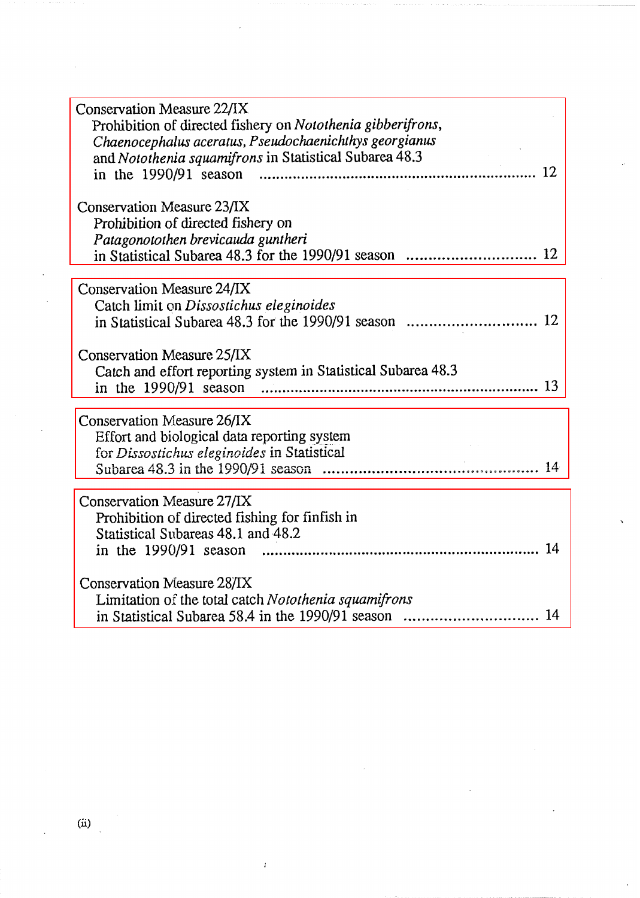Conservation Measure 22/IX
Prohibition of directed fishery on *Notothenia gibberifrons*, *Chaenocephalus aceratus*, *Pseudochaenichthys georgianus* and *Notothenia squamifrons* in Statistical Subarea 48.3 in the 1990/91 season ........ 12

Conservation Measure 23/IX
Prohibition of directed fishery on *Patagonotothen brevicauda guntheri* in Statistical Subarea 48.3 for the 1990/91 season ........ 12

Conservation Measure 24/IX
Catch limit on *Dissostichus eleginoides* in Statistical Subarea 48.3 for the 1990/91 season ........ 12

Conservation Measure 25/IX
Catch and effort reporting system in Statistical Subarea 48.3 in the 1990/91 season ........ 13

Conservation Measure 26/IX
Effort and biological data reporting system for *Dissostichus eleginoides* in Statistical Subarea 48.3 in the 1990/91 season ........ 14

Conservation Measure 27/IX
Prohibition of directed fishing for finfish in Statistical Subareas 48.1 and 48.2 in the 1990/91 season ........ 14

Conservation Measure 28/IX
Limitation of the total catch *Notothenia squamifrons* in Statistical Subarea 58.4 in the 1990/91 season ........ 14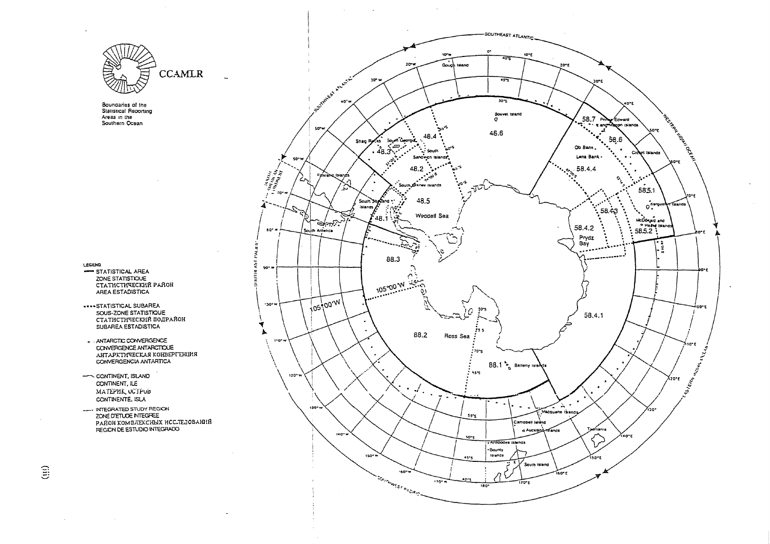CCAMLR

Boundaries of the Statistical Reporting Areas in the Southern Ocean

LEGEND

STATISTICAL AREA
ZONE STATISTIQUE
СТАТИСТИЧЕСКИЙ РАЙОН
AREA ESTADISTICA

STATISTICAL SUBAREA
SOUS-ZONE STATISTIQUE
СТАТИСТИЧЕСКИЙ ПОДРАЙОН
SUBAREA ESTADISTICA

ANTARCTIC CONVERGENCE
CONVERGENCE ANTARCTIQUE
АНТАРКТИЧЕСКАЯ КОНВЕРГЕНЦИЯ
CONVERGENCIA ANTARTICA

CONTINENT, ISLAND
CONTINENT, ILE
МАТЕРИК, ОСТРОВ
CONTINENTE, ISLA

INTEGRATED STUDY REGION
ZONE D'ETUDE INTEGREE
РАЙОН КОМПЛЕКСНЫХ ИССЛЕДОВАНИЙ
REGION DE ESTUDIO INTEGRADO

SOUTHEAST ATLANTIC
SOUTHWEST ATLANTIC
WESTERN INDIAN OCEAN
EASTERN INDIAN OCEAN
SOUTHWEST PACIFIC
SOUTHEAST PACIFIC

48.1
48.2
48.3
48.4
48.5
48.6
58.4.1
58.4.2
58.4.3
58.4.4
58.5.1
58.5.2
58.6
58.7
88.1
88.2
88.3

105°00'W

Gough Island
Bouvet Island
Shag Rocks
South Georgia
South Sandwich Islands
South Orkney Islands
South Shetland Islands
Falkland Islands
South America
Weddell Sea
Prince Edward and Marion Islands
Ob Bank
Lena Bank
Crozet Islands
Kerguelen Islands
McDonald and Heard Islands
Prydz Bay
Ross Sea
Balleny Islands
Macquarie Islands
Campbell Island
Auckland Islands
Antipodes Islands
Bounty Islands
South Island
Tasmania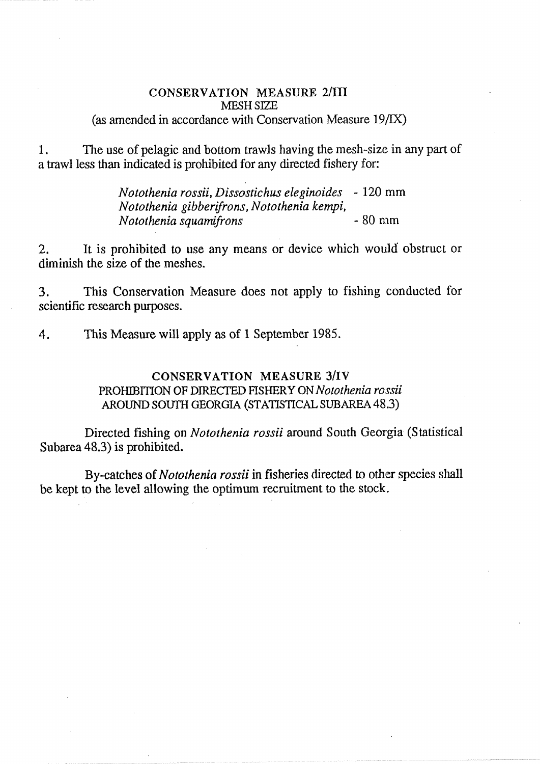## CONSERVATION MEASURE 2/III
### MESH SIZE
(as amended in accordance with Conservation Measure 19/IX)

1. The use of pelagic and bottom trawls having the mesh-size in any part of a trawl less than indicated is prohibited for any directed fishery for:

*Notothenia rossii, Dissostichus eleginoides* - 120 mm
*Notothenia gibberifrons, Notothenia kempi,*
*Notothenia squamifrons* - 80 mm

2. It is prohibited to use any means or device which would obstruct or diminish the size of the meshes.

3. This Conservation Measure does not apply to fishing conducted for scientific research purposes.

4. This Measure will apply as of 1 September 1985.

## CONSERVATION MEASURE 3/IV
### PROHIBITION OF DIRECTED FISHERY ON *Notothenia rossii* AROUND SOUTH GEORGIA (STATISTICAL SUBAREA 48.3)

Directed fishing on *Notothenia rossii* around South Georgia (Statistical Subarea 48.3) is prohibited.

By-catches of *Notothenia rossii* in fisheries directed to other species shall be kept to the level allowing the optimum recruitment to the stock.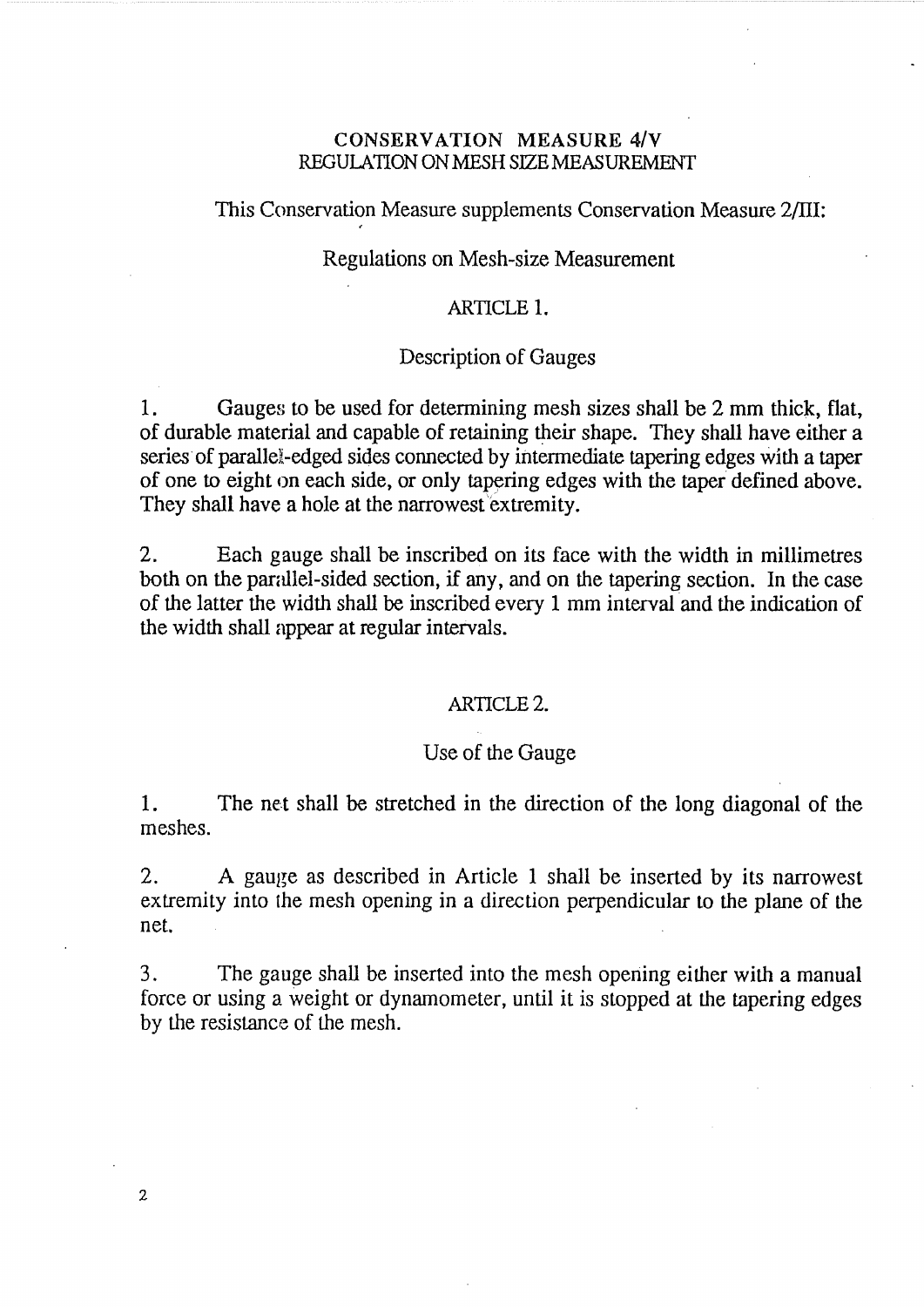# CONSERVATION MEASURE 4/V
## REGULATION ON MESH SIZE MEASUREMENT

This Conservation Measure supplements Conservation Measure 2/III:

### Regulations on Mesh-size Measurement

#### ARTICLE 1.

#### Description of Gauges

1. Gauges to be used for determining mesh sizes shall be 2 mm thick, flat, of durable material and capable of retaining their shape. They shall have either a series of parallel-edged sides connected by intermediate tapering edges with a taper of one to eight on each side, or only tapering edges with the taper defined above. They shall have a hole at the narrowest extremity.

2. Each gauge shall be inscribed on its face with the width in millimetres both on the parallel-sided section, if any, and on the tapering section. In the case of the latter the width shall be inscribed every 1 mm interval and the indication of the width shall appear at regular intervals.

#### ARTICLE 2.

#### Use of the Gauge

1. The net shall be stretched in the direction of the long diagonal of the meshes.

2. A gauge as described in Article 1 shall be inserted by its narrowest extremity into the mesh opening in a direction perpendicular to the plane of the net.

3. The gauge shall be inserted into the mesh opening either with a manual force or using a weight or dynamometer, until it is stopped at the tapering edges by the resistance of the mesh.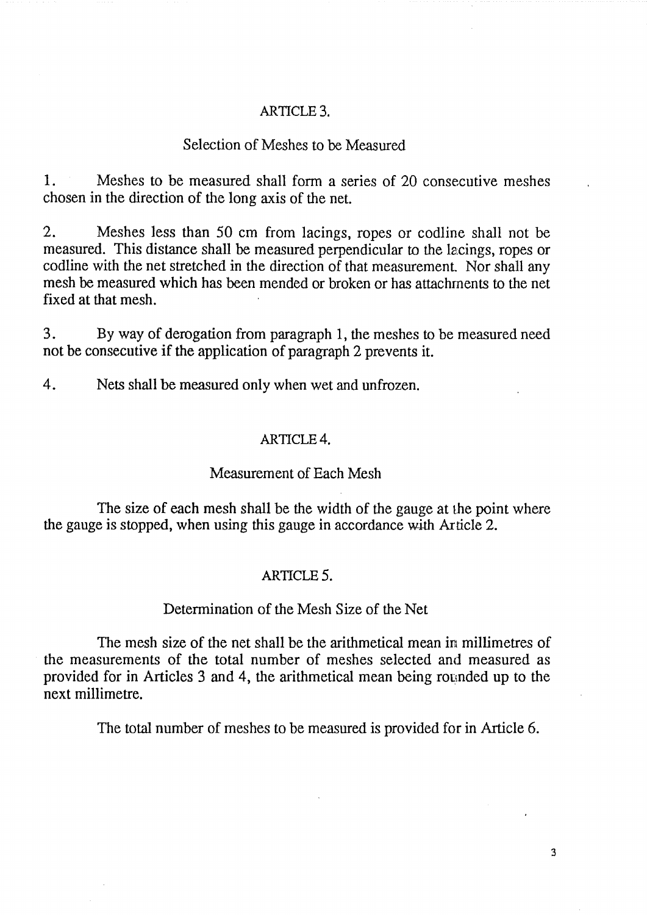## ARTICLE 3.

### Selection of Meshes to be Measured

1. Meshes to be measured shall form a series of 20 consecutive meshes chosen in the direction of the long axis of the net.

2. Meshes less than 50 cm from lacings, ropes or codline shall not be measured. This distance shall be measured perpendicular to the lacings, ropes or codline with the net stretched in the direction of that measurement. Nor shall any mesh be measured which has been mended or broken or has attachments to the net fixed at that mesh.

3. By way of derogation from paragraph 1, the meshes to be measured need not be consecutive if the application of paragraph 2 prevents it.

4. Nets shall be measured only when wet and unfrozen.

## ARTICLE 4.

### Measurement of Each Mesh

The size of each mesh shall be the width of the gauge at the point where the gauge is stopped, when using this gauge in accordance with Article 2.

## ARTICLE 5.

### Determination of the Mesh Size of the Net

The mesh size of the net shall be the arithmetical mean in millimetres of the measurements of the total number of meshes selected and measured as provided for in Articles 3 and 4, the arithmetical mean being rounded up to the next millimetre.

The total number of meshes to be measured is provided for in Article 6.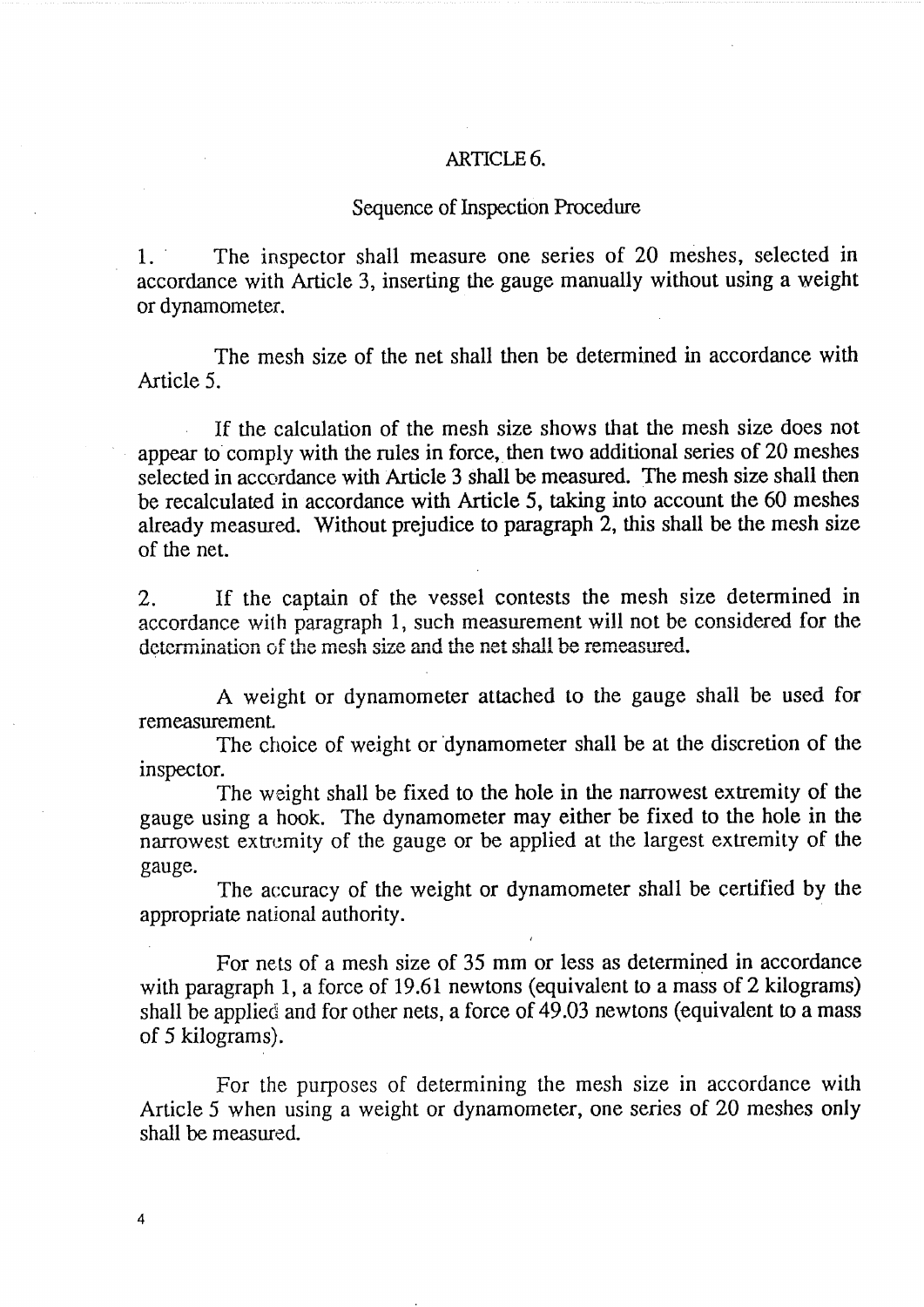## ARTICLE 6.

### Sequence of Inspection Procedure

1. The inspector shall measure one series of 20 meshes, selected in accordance with Article 3, inserting the gauge manually without using a weight or dynamometer.

The mesh size of the net shall then be determined in accordance with Article 5.

If the calculation of the mesh size shows that the mesh size does not appear to comply with the rules in force, then two additional series of 20 meshes selected in accordance with Article 3 shall be measured. The mesh size shall then be recalculated in accordance with Article 5, taking into account the 60 meshes already measured. Without prejudice to paragraph 2, this shall be the mesh size of the net.

2. If the captain of the vessel contests the mesh size determined in accordance with paragraph 1, such measurement will not be considered for the determination of the mesh size and the net shall be remeasured.

A weight or dynamometer attached to the gauge shall be used for remeasurement.

The choice of weight or dynamometer shall be at the discretion of the inspector.

The weight shall be fixed to the hole in the narrowest extremity of the gauge using a hook. The dynamometer may either be fixed to the hole in the narrowest extremity of the gauge or be applied at the largest extremity of the gauge.

The accuracy of the weight or dynamometer shall be certified by the appropriate national authority.

For nets of a mesh size of 35 mm or less as determined in accordance with paragraph 1, a force of 19.61 newtons (equivalent to a mass of 2 kilograms) shall be applied and for other nets, a force of 49.03 newtons (equivalent to a mass of 5 kilograms).

For the purposes of determining the mesh size in accordance with Article 5 when using a weight or dynamometer, one series of 20 meshes only shall be measured.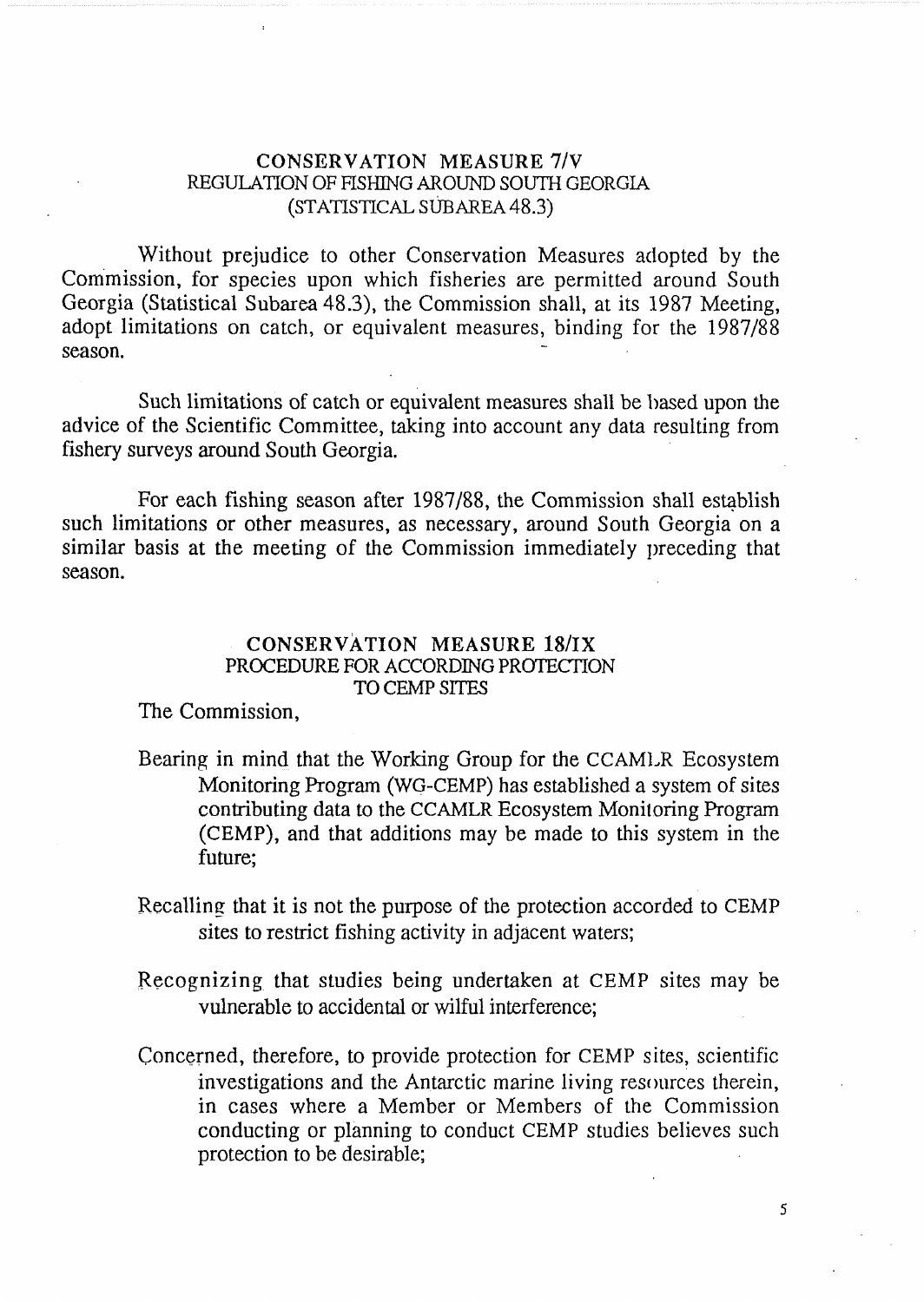## CONSERVATION MEASURE 7/V
### REGULATION OF FISHING AROUND SOUTH GEORGIA
### (STATISTICAL SUBAREA 48.3)

Without prejudice to other Conservation Measures adopted by the Commission, for species upon which fisheries are permitted around South Georgia (Statistical Subarea 48.3), the Commission shall, at its 1987 Meeting, adopt limitations on catch, or equivalent measures, binding for the 1987/88 season.

Such limitations of catch or equivalent measures shall be based upon the advice of the Scientific Committee, taking into account any data resulting from fishery surveys around South Georgia.

For each fishing season after 1987/88, the Commission shall establish such limitations or other measures, as necessary, around South Georgia on a similar basis at the meeting of the Commission immediately preceding that season.

## CONSERVATION MEASURE 18/IX
### PROCEDURE FOR ACCORDING PROTECTION TO CEMP SITES

The Commission,

Bearing in mind that the Working Group for the CCAMLR Ecosystem Monitoring Program (WG-CEMP) has established a system of sites contributing data to the CCAMLR Ecosystem Monitoring Program (CEMP), and that additions may be made to this system in the future;

Recalling that it is not the purpose of the protection accorded to CEMP sites to restrict fishing activity in adjacent waters;

Recognizing that studies being undertaken at CEMP sites may be vulnerable to accidental or wilful interference;

Concerned, therefore, to provide protection for CEMP sites, scientific investigations and the Antarctic marine living resources therein, in cases where a Member or Members of the Commission conducting or planning to conduct CEMP studies believes such protection to be desirable;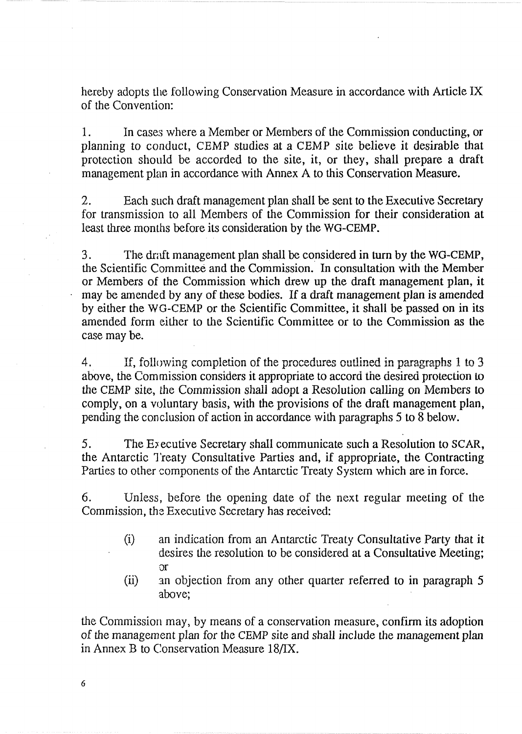hereby adopts the following Conservation Measure in accordance with Article IX of the Convention:

1. In cases where a Member or Members of the Commission conducting, or planning to conduct, CEMP studies at a CEMP site believe it desirable that protection should be accorded to the site, it, or they, shall prepare a draft management plan in accordance with Annex A to this Conservation Measure.

2. Each such draft management plan shall be sent to the Executive Secretary for transmission to all Members of the Commission for their consideration at least three months before its consideration by the WG-CEMP.

3. The draft management plan shall be considered in turn by the WG-CEMP, the Scientific Committee and the Commission. In consultation with the Member or Members of the Commission which drew up the draft management plan, it may be amended by any of these bodies. If a draft management plan is amended by either the WG-CEMP or the Scientific Committee, it shall be passed on in its amended form either to the Scientific Committee or to the Commission as the case may be.

4. If, following completion of the procedures outlined in paragraphs 1 to 3 above, the Commission considers it appropriate to accord the desired protection to the CEMP site, the Commission shall adopt a Resolution calling on Members to comply, on a voluntary basis, with the provisions of the draft management plan, pending the conclusion of action in accordance with paragraphs 5 to 8 below.

5. The Executive Secretary shall communicate such a Resolution to SCAR, the Antarctic Treaty Consultative Parties and, if appropriate, the Contracting Parties to other components of the Antarctic Treaty System which are in force.

6. Unless, before the opening date of the next regular meeting of the Commission, the Executive Secretary has received:

   (i) an indication from an Antarctic Treaty Consultative Party that it desires the resolution to be considered at a Consultative Meeting; or

   (ii) an objection from any other quarter referred to in paragraph 5 above;

the Commission may, by means of a conservation measure, confirm its adoption of the management plan for the CEMP site and shall include the management plan in Annex B to Conservation Measure 18/IX.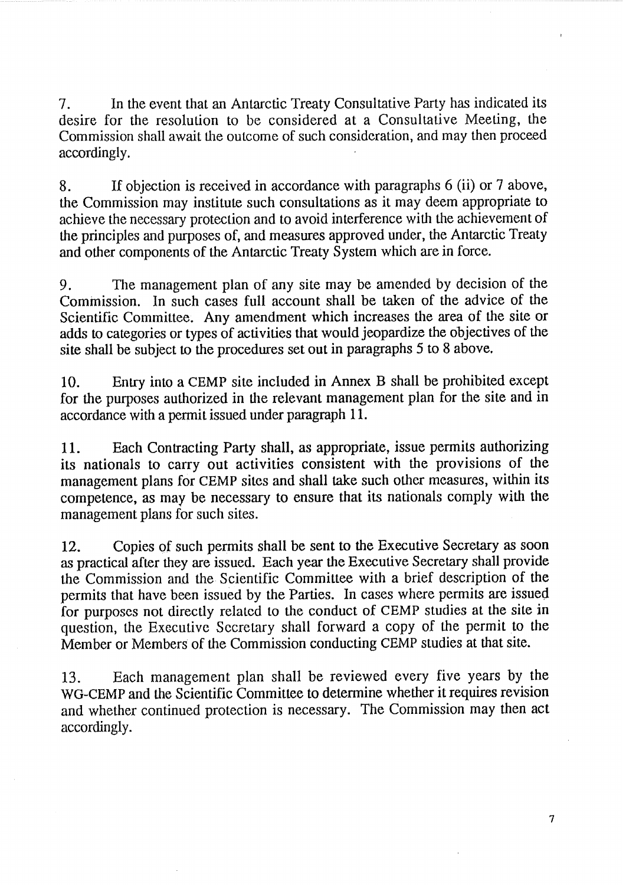7. In the event that an Antarctic Treaty Consultative Party has indicated its desire for the resolution to be considered at a Consultative Meeting, the Commission shall await the outcome of such consideration, and may then proceed accordingly.

8. If objection is received in accordance with paragraphs 6 (ii) or 7 above, the Commission may institute such consultations as it may deem appropriate to achieve the necessary protection and to avoid interference with the achievement of the principles and purposes of, and measures approved under, the Antarctic Treaty and other components of the Antarctic Treaty System which are in force.

9. The management plan of any site may be amended by decision of the Commission. In such cases full account shall be taken of the advice of the Scientific Committee. Any amendment which increases the area of the site or adds to categories or types of activities that would jeopardize the objectives of the site shall be subject to the procedures set out in paragraphs 5 to 8 above.

10. Entry into a CEMP site included in Annex B shall be prohibited except for the purposes authorized in the relevant management plan for the site and in accordance with a permit issued under paragraph 11.

11. Each Contracting Party shall, as appropriate, issue permits authorizing its nationals to carry out activities consistent with the provisions of the management plans for CEMP sites and shall take such other measures, within its competence, as may be necessary to ensure that its nationals comply with the management plans for such sites.

12. Copies of such permits shall be sent to the Executive Secretary as soon as practical after they are issued. Each year the Executive Secretary shall provide the Commission and the Scientific Committee with a brief description of the permits that have been issued by the Parties. In cases where permits are issued for purposes not directly related to the conduct of CEMP studies at the site in question, the Executive Secretary shall forward a copy of the permit to the Member or Members of the Commission conducting CEMP studies at that site.

13. Each management plan shall be reviewed every five years by the WG-CEMP and the Scientific Committee to determine whether it requires revision and whether continued protection is necessary. The Commission may then act accordingly.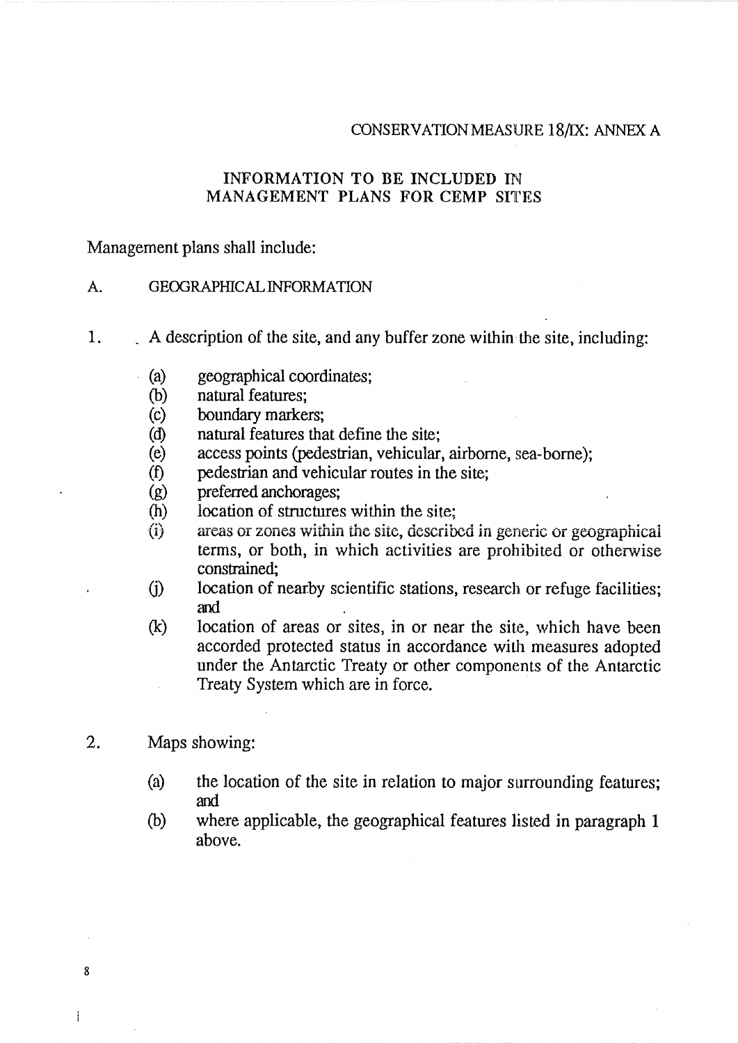CONSERVATION MEASURE 18/IX: ANNEX A

## INFORMATION TO BE INCLUDED IN MANAGEMENT PLANS FOR CEMP SITES

Management plans shall include:

### A. GEOGRAPHICAL INFORMATION

1. A description of the site, and any buffer zone within the site, including:

   (a) geographical coordinates;
   (b) natural features;
   (c) boundary markers;
   (d) natural features that define the site;
   (e) access points (pedestrian, vehicular, airborne, sea-borne);
   (f) pedestrian and vehicular routes in the site;
   (g) preferred anchorages;
   (h) location of structures within the site;
   (i) areas or zones within the site, described in generic or geographical terms, or both, in which activities are prohibited or otherwise constrained;
   (j) location of nearby scientific stations, research or refuge facilities; and
   (k) location of areas or sites, in or near the site, which have been accorded protected status in accordance with measures adopted under the Antarctic Treaty or other components of the Antarctic Treaty System which are in force.

2. Maps showing:

   (a) the location of the site in relation to major surrounding features; and
   (b) where applicable, the geographical features listed in paragraph 1 above.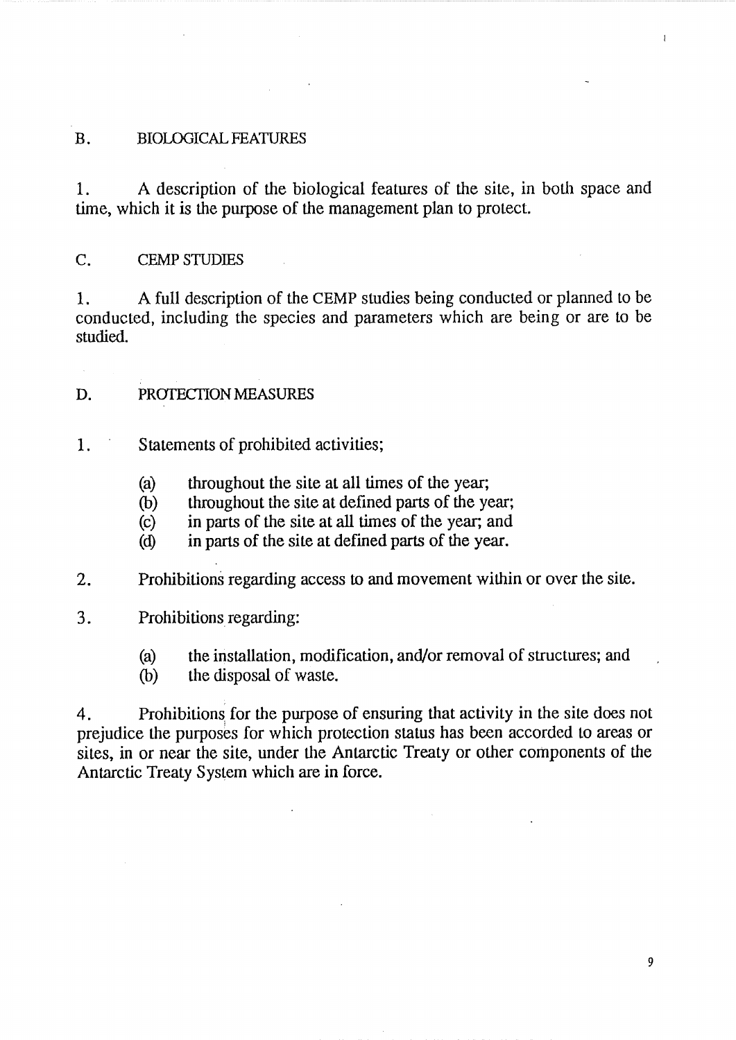## B. BIOLOGICAL FEATURES

1. A description of the biological features of the site, in both space and time, which it is the purpose of the management plan to protect.

## C. CEMP STUDIES

1. A full description of the CEMP studies being conducted or planned to be conducted, including the species and parameters which are being or are to be studied.

## D. PROTECTION MEASURES

1. Statements of prohibited activities;

   (a) throughout the site at all times of the year;
   (b) throughout the site at defined parts of the year;
   (c) in parts of the site at all times of the year; and
   (d) in parts of the site at defined parts of the year.

2. Prohibitions regarding access to and movement within or over the site.

3. Prohibitions regarding:

   (a) the installation, modification, and/or removal of structures; and
   (b) the disposal of waste.

4. Prohibitions for the purpose of ensuring that activity in the site does not prejudice the purposes for which protection status has been accorded to areas or sites, in or near the site, under the Antarctic Treaty or other components of the Antarctic Treaty System which are in force.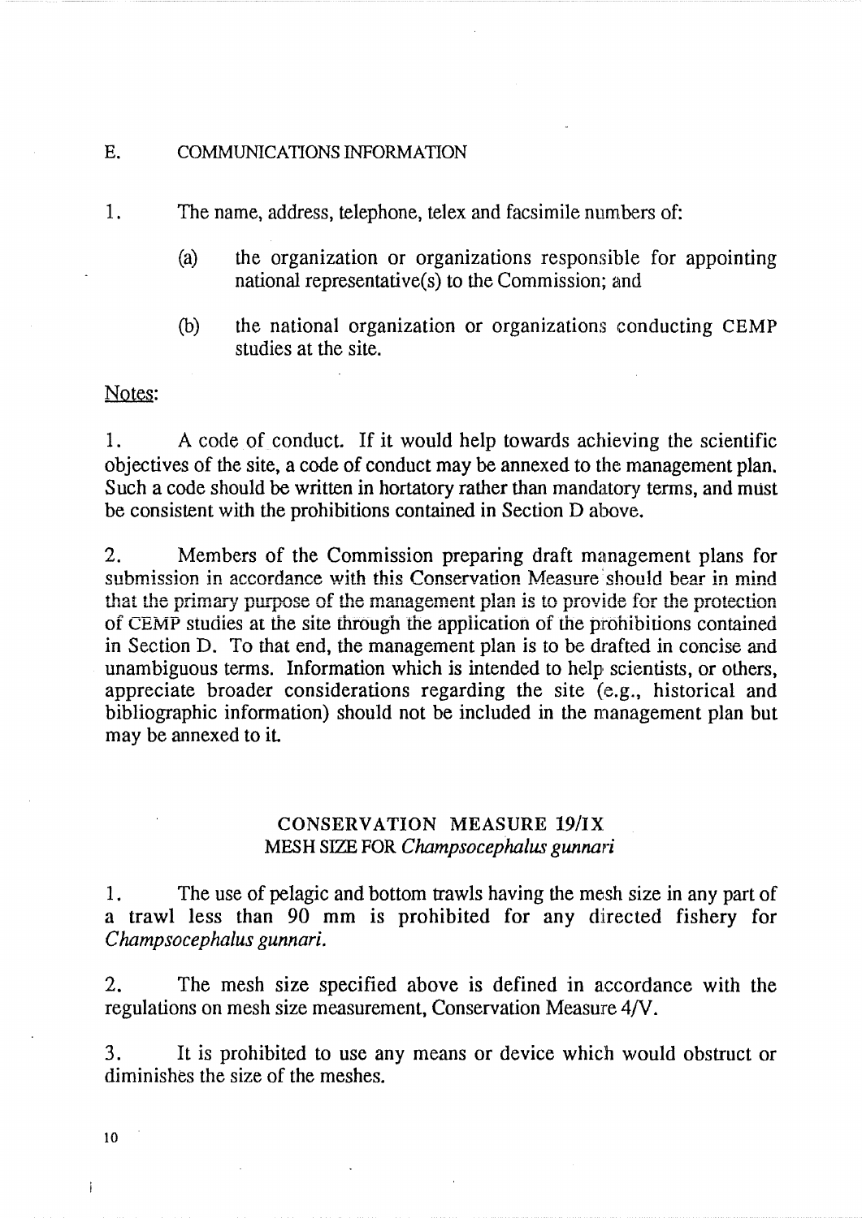E. COMMUNICATIONS INFORMATION

1. The name, address, telephone, telex and facsimile numbers of:

   (a) the organization or organizations responsible for appointing national representative(s) to the Commission; and

   (b) the national organization or organizations conducting CEMP studies at the site.

Notes:

1. A code of conduct. If it would help towards achieving the scientific objectives of the site, a code of conduct may be annexed to the management plan. Such a code should be written in hortatory rather than mandatory terms, and must be consistent with the prohibitions contained in Section D above.

2. Members of the Commission preparing draft management plans for submission in accordance with this Conservation Measure should bear in mind that the primary purpose of the management plan is to provide for the protection of CEMP studies at the site through the application of the prohibitions contained in Section D. To that end, the management plan is to be drafted in concise and unambiguous terms. Information which is intended to help scientists, or others, appreciate broader considerations regarding the site (e.g., historical and bibliographic information) should not be included in the management plan but may be annexed to it.

## CONSERVATION MEASURE 19/IX
### MESH SIZE FOR *Champsocephalus gunnari*

1. The use of pelagic and bottom trawls having the mesh size in any part of a trawl less than 90 mm is prohibited for any directed fishery for *Champsocephalus gunnari*.

2. The mesh size specified above is defined in accordance with the regulations on mesh size measurement, Conservation Measure 4/V.

3. It is prohibited to use any means or device which would obstruct or diminishes the size of the meshes.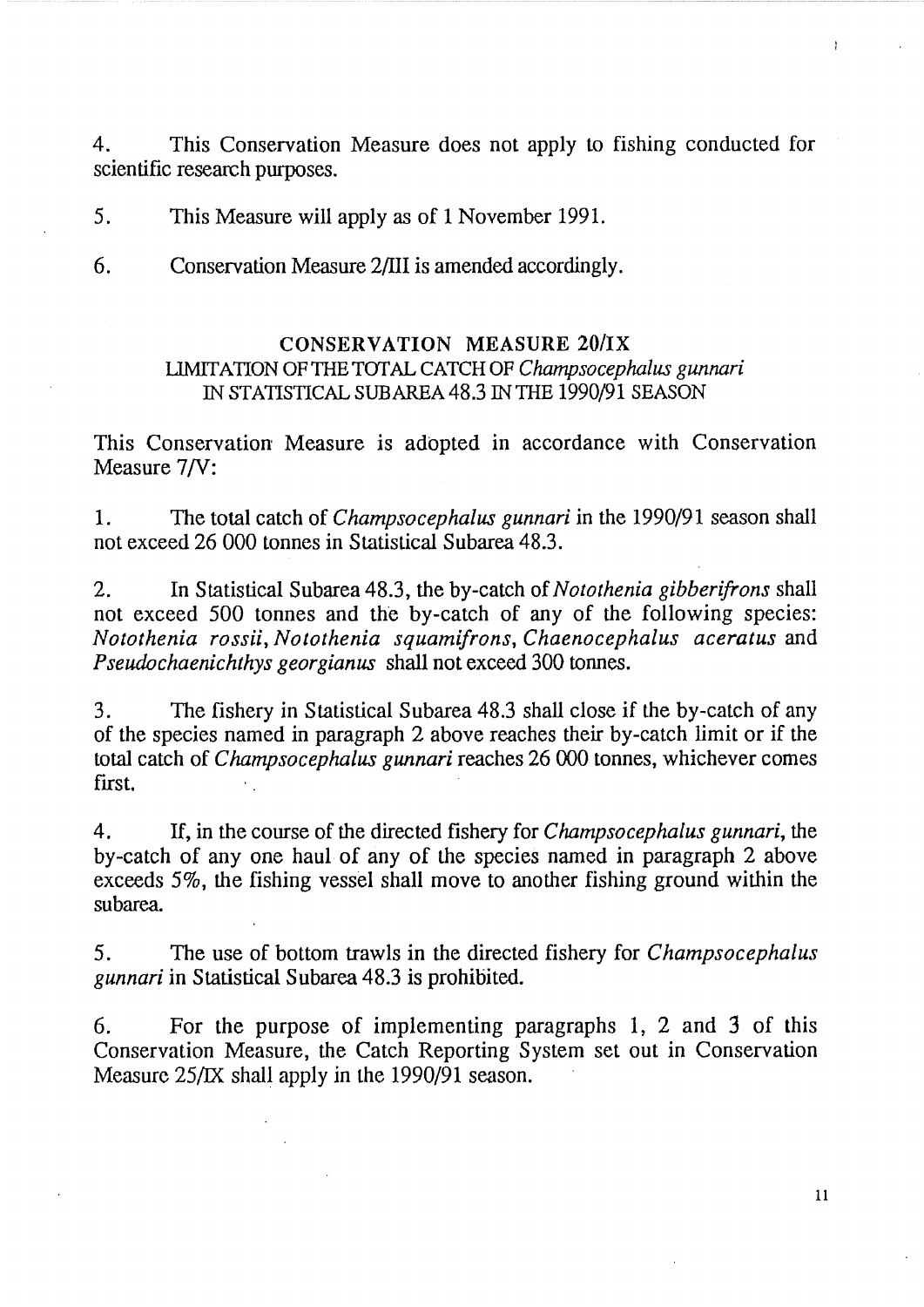4. This Conservation Measure does not apply to fishing conducted for scientific research purposes.

5. This Measure will apply as of 1 November 1991.

6. Conservation Measure 2/III is amended accordingly.

## CONSERVATION MEASURE 20/IX

### LIMITATION OF THE TOTAL CATCH OF *Champsocephalus gunnari* IN STATISTICAL SUBAREA 48.3 IN THE 1990/91 SEASON

This Conservation Measure is adopted in accordance with Conservation Measure 7/V:

1. The total catch of *Champsocephalus gunnari* in the 1990/91 season shall not exceed 26 000 tonnes in Statistical Subarea 48.3.

2. In Statistical Subarea 48.3, the by-catch of *Notothenia gibberifrons* shall not exceed 500 tonnes and the by-catch of any of the following species: *Notothenia rossii*, *Notothenia squamifrons*, *Chaenocephalus aceratus* and *Pseudochaenichthys georgianus* shall not exceed 300 tonnes.

3. The fishery in Statistical Subarea 48.3 shall close if the by-catch of any of the species named in paragraph 2 above reaches their by-catch limit or if the total catch of *Champsocephalus gunnari* reaches 26 000 tonnes, whichever comes first.

4. If, in the course of the directed fishery for *Champsocephalus gunnari*, the by-catch of any one haul of any of the species named in paragraph 2 above exceeds 5%, the fishing vessel shall move to another fishing ground within the subarea.

5. The use of bottom trawls in the directed fishery for *Champsocephalus gunnari* in Statistical Subarea 48.3 is prohibited.

6. For the purpose of implementing paragraphs 1, 2 and 3 of this Conservation Measure, the Catch Reporting System set out in Conservation Measure 25/IX shall apply in the 1990/91 season.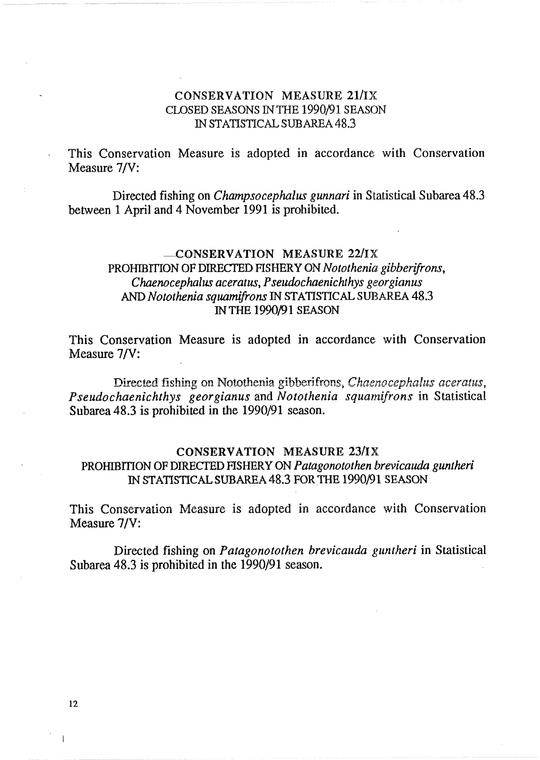## CONSERVATION MEASURE 21/IX
## CLOSED SEASONS IN THE 1990/91 SEASON IN STATISTICAL SUBAREA 48.3

This Conservation Measure is adopted in accordance with Conservation Measure 7/V:

Directed fishing on *Champsocephalus gunnari* in Statistical Subarea 48.3 between 1 April and 4 November 1991 is prohibited.

## CONSERVATION MEASURE 22/IX
## PROHIBITION OF DIRECTED FISHERY ON *Notothenia gibberifrons*, *Chaenocephalus aceratus*, *Pseudochaenichthys georgianus* AND *Notothenia squamifrons* IN STATISTICAL SUBAREA 48.3 IN THE 1990/91 SEASON

This Conservation Measure is adopted in accordance with Conservation Measure 7/V:

Directed fishing on Notothenia gibberifrons, *Chaenocephalus aceratus*, *Pseudochaenichthys georgianus* and *Notothenia squamifrons* in Statistical Subarea 48.3 is prohibited in the 1990/91 season.

## CONSERVATION MEASURE 23/IX
## PROHIBITION OF DIRECTED FISHERY ON *Patagonotothen brevicauda guntheri* IN STATISTICAL SUBAREA 48.3 FOR THE 1990/91 SEASON

This Conservation Measure is adopted in accordance with Conservation Measure 7/V:

Directed fishing on *Patagonotothen brevicauda guntheri* in Statistical Subarea 48.3 is prohibited in the 1990/91 season.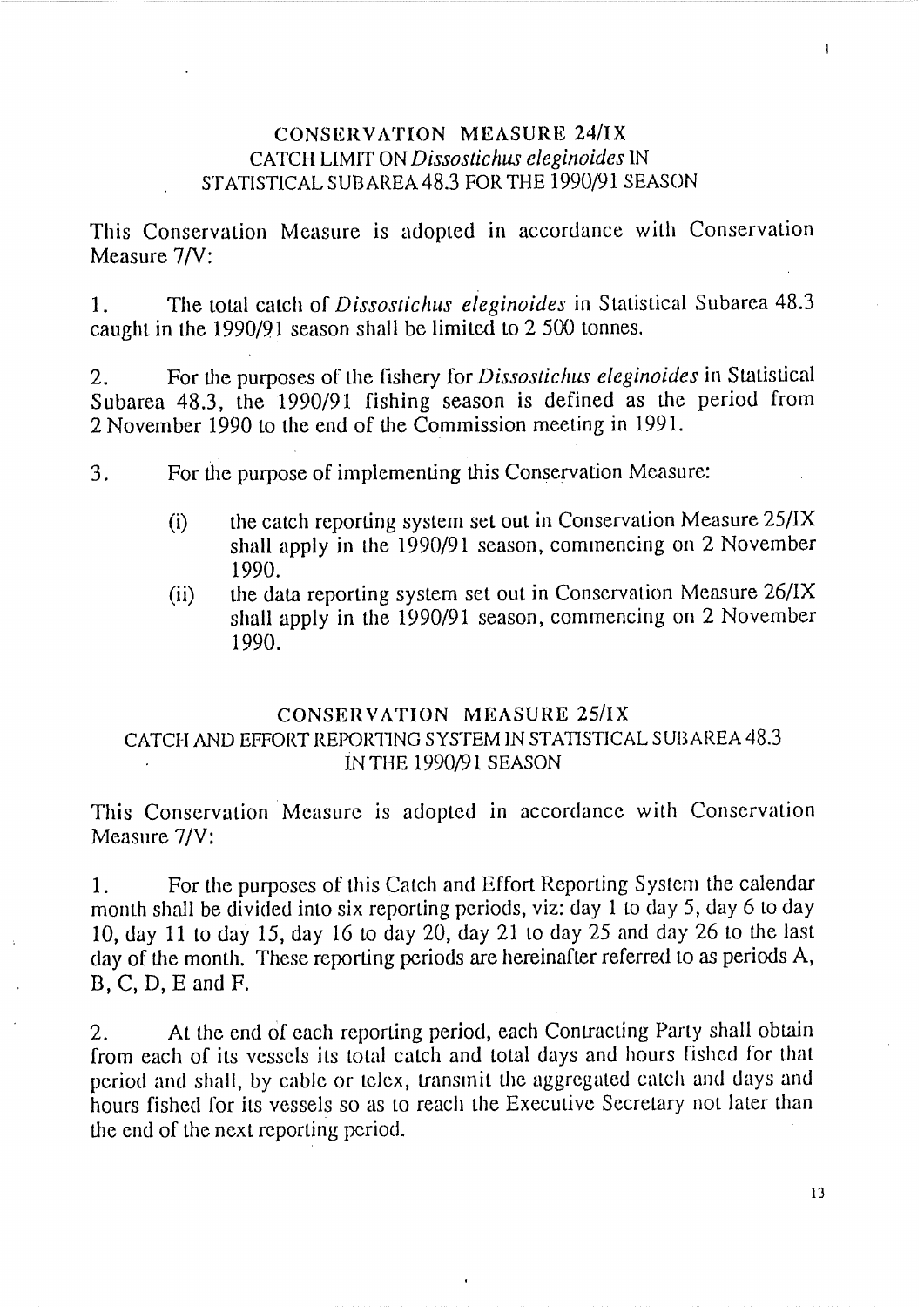## CONSERVATION MEASURE 24/IX
## CATCH LIMIT ON *Dissostichus eleginoides* IN STATISTICAL SUBAREA 48.3 FOR THE 1990/91 SEASON

This Conservation Measure is adopted in accordance with Conservation Measure 7/V:

1. The total catch of *Dissostichus eleginoides* in Statistical Subarea 48.3 caught in the 1990/91 season shall be limited to 2 500 tonnes.

2. For the purposes of the fishery for *Dissostichus eleginoides* in Statistical Subarea 48.3, the 1990/91 fishing season is defined as the period from 2 November 1990 to the end of the Commission meeting in 1991.

3. For the purpose of implementing this Conservation Measure:

   (i) the catch reporting system set out in Conservation Measure 25/IX shall apply in the 1990/91 season, commencing on 2 November 1990.
   
   (ii) the data reporting system set out in Conservation Measure 26/IX shall apply in the 1990/91 season, commencing on 2 November 1990.

## CONSERVATION MEASURE 25/IX
## CATCH AND EFFORT REPORTING SYSTEM IN STATISTICAL SUBAREA 48.3 IN THE 1990/91 SEASON

This Conservation Measure is adopted in accordance with Conservation Measure 7/V:

1. For the purposes of this Catch and Effort Reporting System the calendar month shall be divided into six reporting periods, viz: day 1 to day 5, day 6 to day 10, day 11 to day 15, day 16 to day 20, day 21 to day 25 and day 26 to the last day of the month. These reporting periods are hereinafter referred to as periods A, B, C, D, E and F.

2. At the end of each reporting period, each Contracting Party shall obtain from each of its vessels its total catch and total days and hours fished for that period and shall, by cable or telex, transmit the aggregated catch and days and hours fished for its vessels so as to reach the Executive Secretary not later than the end of the next reporting period.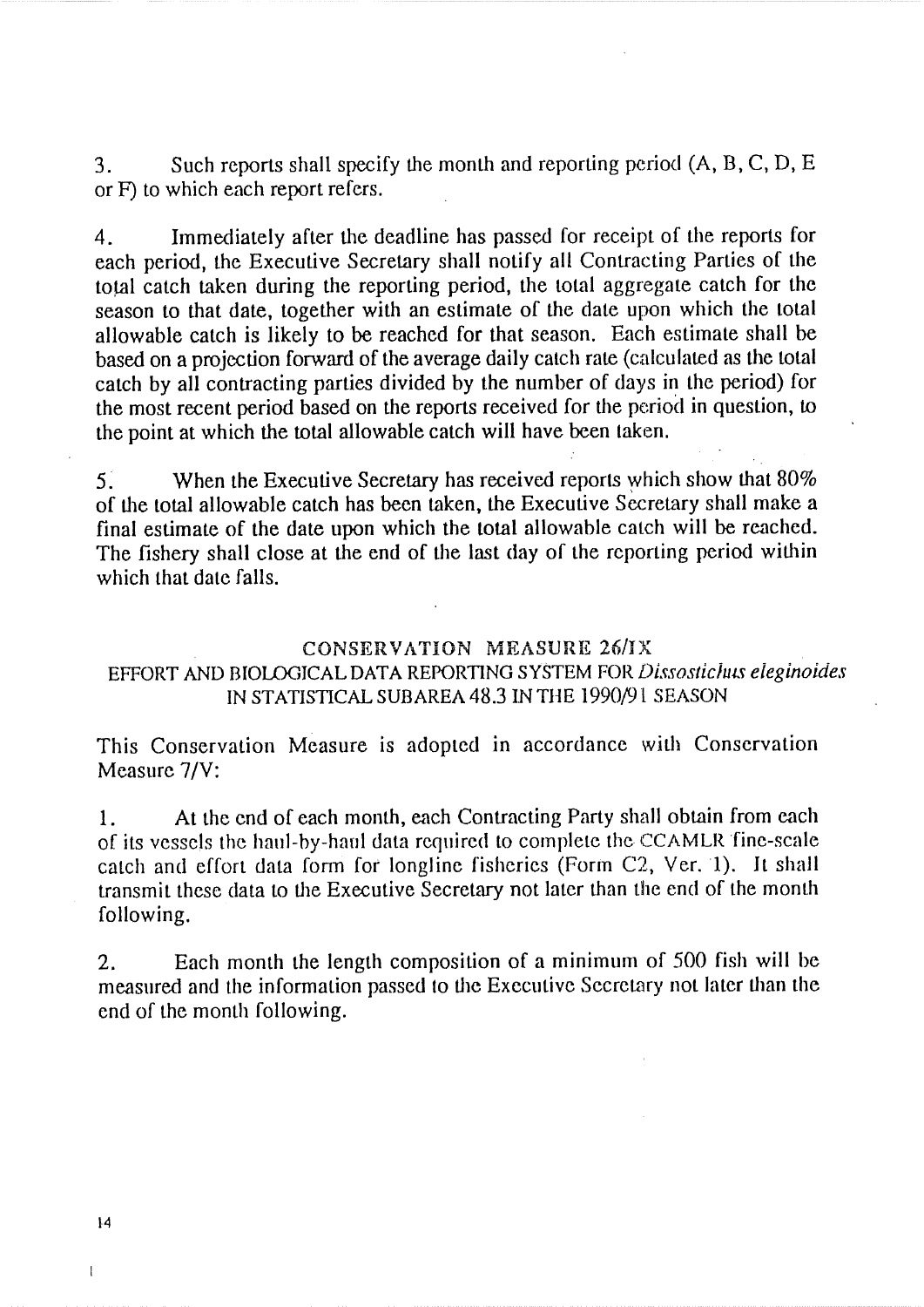3. Such reports shall specify the month and reporting period (A, B, C, D, E or F) to which each report refers.

4. Immediately after the deadline has passed for receipt of the reports for each period, the Executive Secretary shall notify all Contracting Parties of the total catch taken during the reporting period, the total aggregate catch for the season to that date, together with an estimate of the date upon which the total allowable catch is likely to be reached for that season. Each estimate shall be based on a projection forward of the average daily catch rate (calculated as the total catch by all contracting parties divided by the number of days in the period) for the most recent period based on the reports received for the period in question, to the point at which the total allowable catch will have been taken.

5. When the Executive Secretary has received reports which show that 80% of the total allowable catch has been taken, the Executive Secretary shall make a final estimate of the date upon which the total allowable catch will be reached. The fishery shall close at the end of the last day of the reporting period within which that date falls.

## CONSERVATION MEASURE 26/IX
### EFFORT AND BIOLOGICAL DATA REPORTING SYSTEM FOR *Dissostichus eleginoides* IN STATISTICAL SUBAREA 48.3 IN THE 1990/91 SEASON

This Conservation Measure is adopted in accordance with Conservation Measure 7/V:

1. At the end of each month, each Contracting Party shall obtain from each of its vessels the haul-by-haul data required to complete the CCAMLR fine-scale catch and effort data form for longline fisheries (Form C2, Ver. 1). It shall transmit these data to the Executive Secretary not later than the end of the month following.

2. Each month the length composition of a minimum of 500 fish will be measured and the information passed to the Executive Secretary not later than the end of the month following.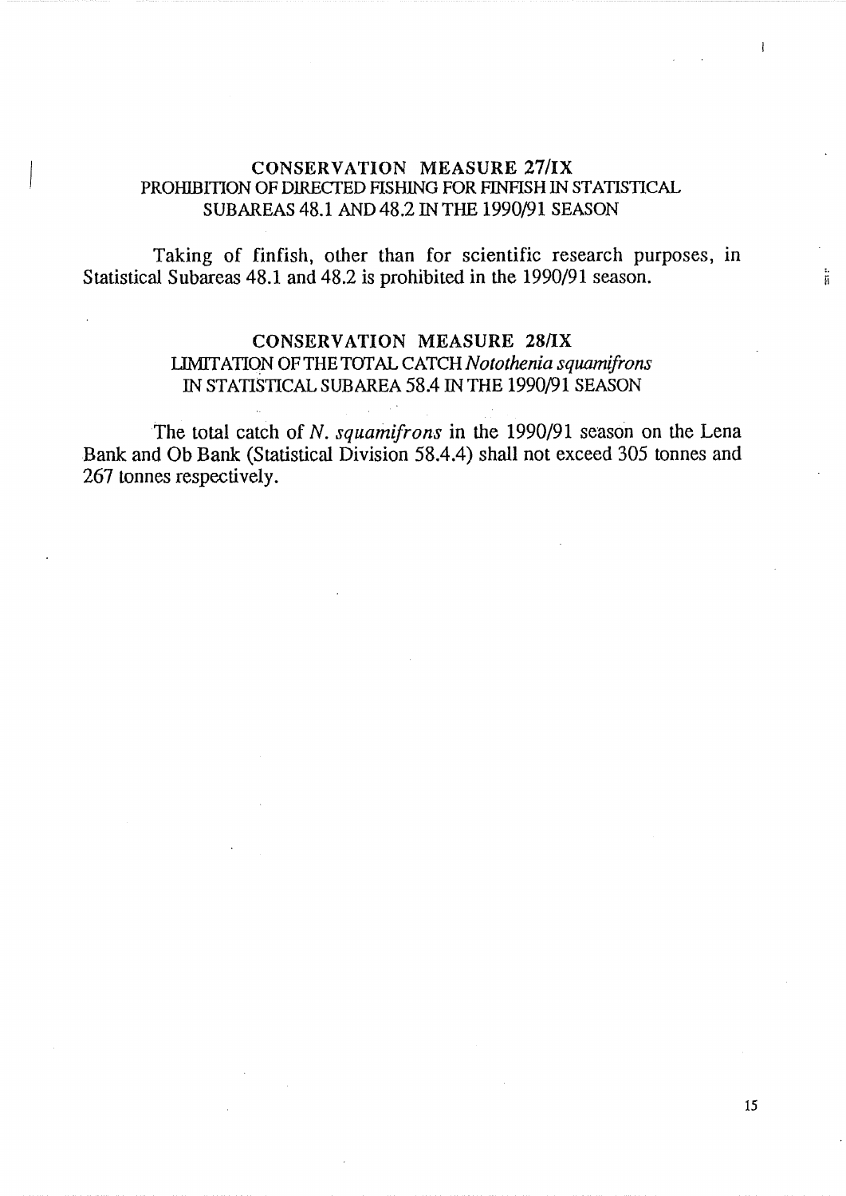## CONSERVATION MEASURE 27/IX
## PROHIBITION OF DIRECTED FISHING FOR FINFISH IN STATISTICAL SUBAREAS 48.1 AND 48.2 IN THE 1990/91 SEASON

Taking of finfish, other than for scientific research purposes, in Statistical Subareas 48.1 and 48.2 is prohibited in the 1990/91 season.

## CONSERVATION MEASURE 28/IX
## LIMITATION OF THE TOTAL CATCH *Notothenia squamifrons* IN STATISTICAL SUBAREA 58.4 IN THE 1990/91 SEASON

The total catch of *N. squamifrons* in the 1990/91 season on the Lena Bank and Ob Bank (Statistical Division 58.4.4) shall not exceed 305 tonnes and 267 tonnes respectively.